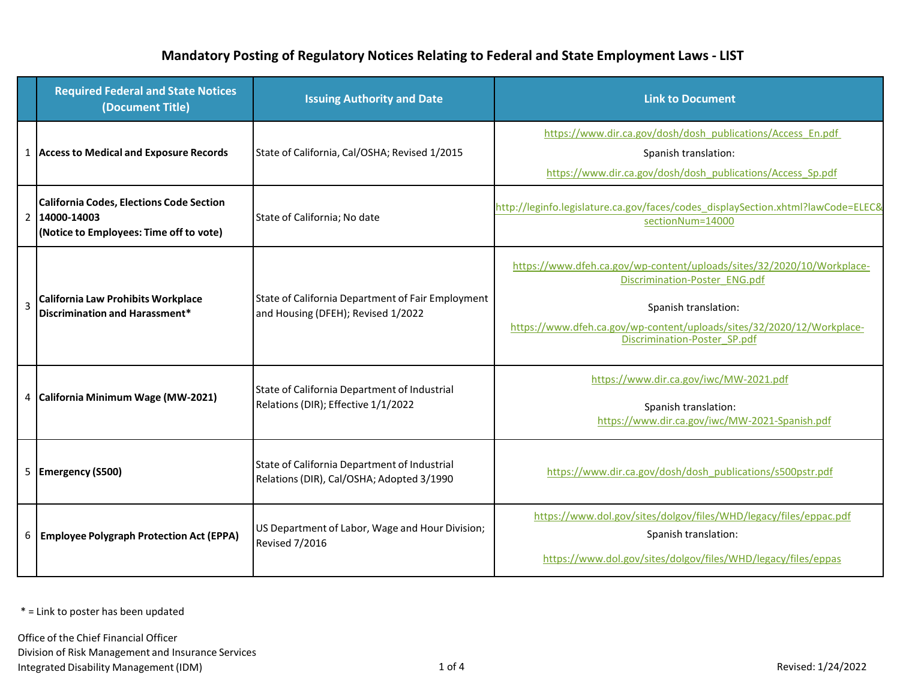# Mandatory Posting of Regulatory Notices Relating to Federal and State Employment Laws - LIST

| | Required Federal and State Notices (Document Title) | Issuing Authority and Date | Link to Document |
|---|---|---|---|
| 1 | **Access to Medical and Exposure Records** | State of California, Cal/OSHA; Revised 1/2015 | https://www.dir.ca.gov/dosh/dosh_publications/Access_En.pdf<br>Spanish translation:<br>https://www.dir.ca.gov/dosh/dosh_publications/Access_Sp.pdf |
| 2 | **California Codes, Elections Code Section 14000-14003 (Notice to Employees: Time off to vote)** | State of California; No date | http://leginfo.legislature.ca.gov/faces/codes_displaySection.xhtml?lawCode=ELEC&sectionNum=14000 |
| 3 | **California Law Prohibits Workplace Discrimination and Harassment*** | State of California Department of Fair Employment and Housing (DFEH); Revised 1/2022 | https://www.dfeh.ca.gov/wp-content/uploads/sites/32/2020/10/Workplace-Discrimination-Poster_ENG.pdf<br>Spanish translation:<br>https://www.dfeh.ca.gov/wp-content/uploads/sites/32/2020/12/Workplace-Discrimination-Poster_SP.pdf |
| 4 | **California Minimum Wage (MW-2021)** | State of California Department of Industrial Relations (DIR); Effective 1/1/2022 | https://www.dir.ca.gov/iwc/MW-2021.pdf<br>Spanish translation:<br>https://www.dir.ca.gov/iwc/MW-2021-Spanish.pdf |
| 5 | **Emergency (S500)** | State of California Department of Industrial Relations (DIR), Cal/OSHA; Adopted 3/1990 | https://www.dir.ca.gov/dosh/dosh_publications/s500pstr.pdf |
| 6 | **Employee Polygraph Protection Act (EPPA)** | US Department of Labor, Wage and Hour Division; Revised 7/2016 | https://www.dol.gov/sites/dolgov/files/WHD/legacy/files/eppac.pdf<br>Spanish translation:<br>https://www.dol.gov/sites/dolgov/files/WHD/legacy/files/eppas |

* = Link to poster has been updated

Office of the Chief Financial Officer
Division of Risk Management and Insurance Services
Integrated Disability Management (IDM)

Revised: 1/24/2022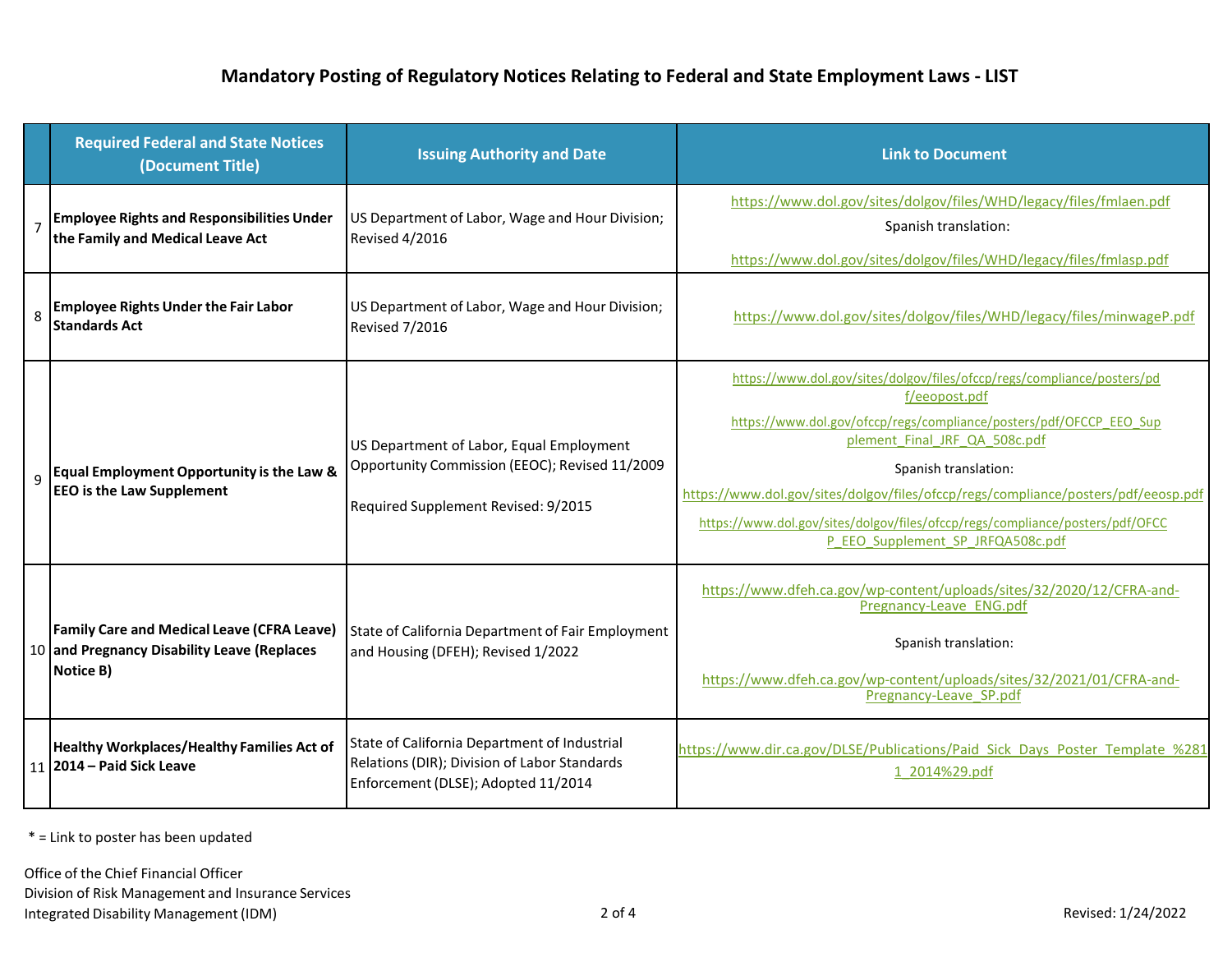## Mandatory Posting of Regulatory Notices Relating to Federal and State Employment Laws - LIST

| | Required Federal and State Notices (Document Title) | Issuing Authority and Date | Link to Document |
|---|---|---|---|
| 7 | **Employee Rights and Responsibilities Under the Family and Medical Leave Act** | US Department of Labor, Wage and Hour Division; Revised 4/2016 | https://www.dol.gov/sites/dolgov/files/WHD/legacy/files/fmlaen.pdf<br>Spanish translation:<br>https://www.dol.gov/sites/dolgov/files/WHD/legacy/files/fmlasp.pdf |
| 8 | **Employee Rights Under the Fair Labor Standards Act** | US Department of Labor, Wage and Hour Division; Revised 7/2016 | https://www.dol.gov/sites/dolgov/files/WHD/legacy/files/minwageP.pdf |
| 9 | **Equal Employment Opportunity is the Law & EEO is the Law Supplement** | US Department of Labor, Equal Employment Opportunity Commission (EEOC); Revised 11/2009<br><br>Required Supplement Revised: 9/2015 | https://www.dol.gov/sites/dolgov/files/ofccp/regs/compliance/posters/pdf/eeopost.pdf<br>https://www.dol.gov/ofccp/regs/compliance/posters/pdf/OFCCP_EEO_Supplement_Final_JRF_QA_508c.pdf<br>Spanish translation:<br>https://www.dol.gov/sites/dolgov/files/ofccp/regs/compliance/posters/pdf/eeosp.pdf<br>https://www.dol.gov/sites/dolgov/files/ofccp/regs/compliance/posters/pdf/OFCCP_EEO_Supplement_SP_JRFQA508c.pdf |
| 10 | **Family Care and Medical Leave (CFRA Leave) and Pregnancy Disability Leave (Replaces Notice B)** | State of California Department of Fair Employment and Housing (DFEH); Revised 1/2022 | https://www.dfeh.ca.gov/wp-content/uploads/sites/32/2020/12/CFRA-and-Pregnancy-Leave_ENG.pdf<br>Spanish translation:<br>https://www.dfeh.ca.gov/wp-content/uploads/sites/32/2021/01/CFRA-and-Pregnancy-Leave_SP.pdf |
| 11 | **Healthy Workplaces/Healthy Families Act of 2014 – Paid Sick Leave** | State of California Department of Industrial Relations (DIR); Division of Labor Standards Enforcement (DLSE); Adopted 11/2014 | https://www.dir.ca.gov/DLSE/Publications/Paid_Sick_Days_Poster_Template_%2811_2014%29.pdf |

* = Link to poster has been updated

Office of the Chief Financial Officer
Division of Risk Management and Insurance Services
Integrated Disability Management (IDM)

Revised: 1/24/2022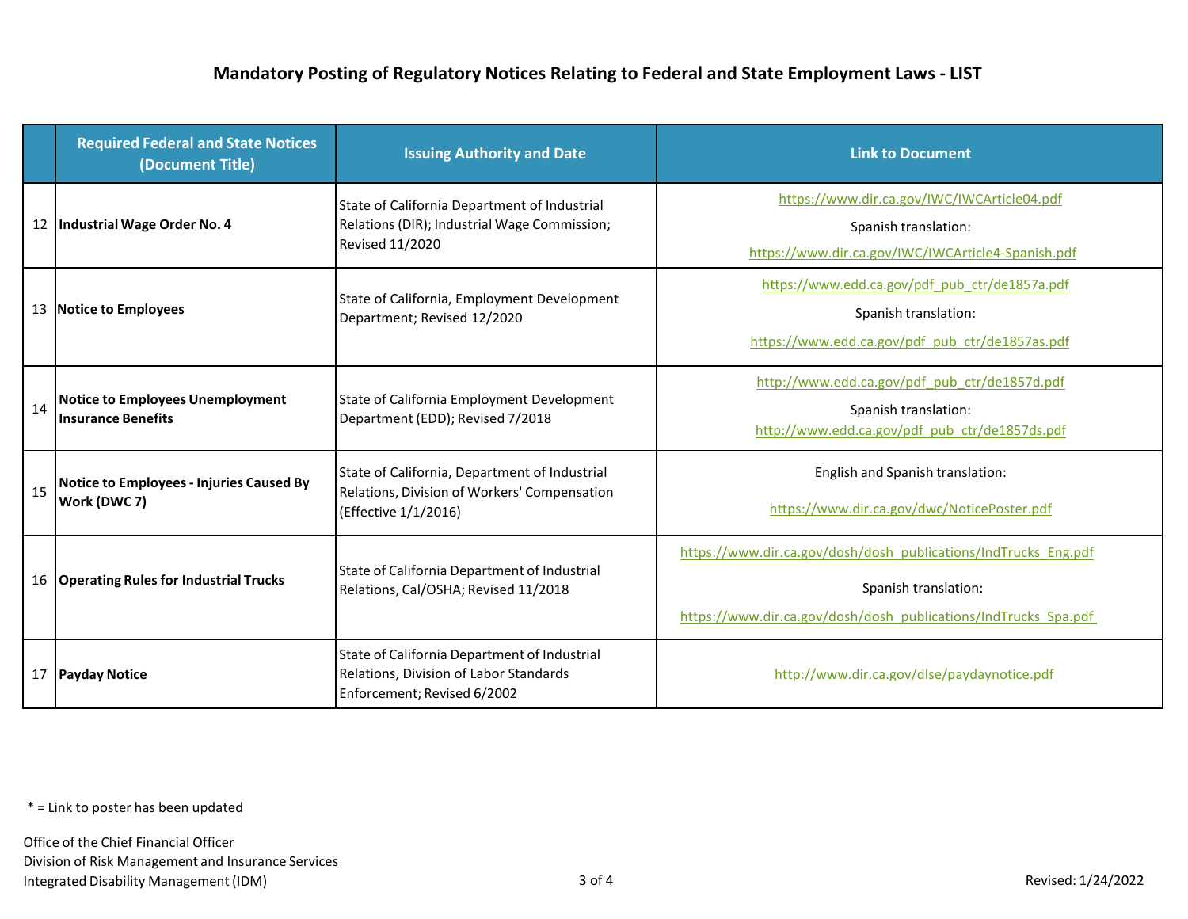## Mandatory Posting of Regulatory Notices Relating to Federal and State Employment Laws - LIST

| | Required Federal and State Notices (Document Title) | Issuing Authority and Date | Link to Document |
|---|---|---|---|
| 12 | **Industrial Wage Order No. 4** | State of California Department of Industrial Relations (DIR); Industrial Wage Commission; Revised 11/2020 | https://www.dir.ca.gov/IWC/IWCArticle04.pdf<br>Spanish translation:<br>https://www.dir.ca.gov/IWC/IWCArticle4-Spanish.pdf |
| 13 | **Notice to Employees** | State of California, Employment Development Department; Revised 12/2020 | https://www.edd.ca.gov/pdf_pub_ctr/de1857a.pdf<br>Spanish translation:<br>https://www.edd.ca.gov/pdf_pub_ctr/de1857as.pdf |
| 14 | **Notice to Employees Unemployment Insurance Benefits** | State of California Employment Development Department (EDD); Revised 7/2018 | http://www.edd.ca.gov/pdf_pub_ctr/de1857d.pdf<br>Spanish translation:<br>http://www.edd.ca.gov/pdf_pub_ctr/de1857ds.pdf |
| 15 | **Notice to Employees - Injuries Caused By Work (DWC 7)** | State of California, Department of Industrial Relations, Division of Workers' Compensation (Effective 1/1/2016) | English and Spanish translation:<br>https://www.dir.ca.gov/dwc/NoticePoster.pdf |
| 16 | **Operating Rules for Industrial Trucks** | State of California Department of Industrial Relations, Cal/OSHA; Revised 11/2018 | https://www.dir.ca.gov/dosh/dosh_publications/IndTrucks_Eng.pdf<br>Spanish translation:<br>https://www.dir.ca.gov/dosh/dosh_publications/IndTrucks_Spa.pdf |
| 17 | **Payday Notice** | State of California Department of Industrial Relations, Division of Labor Standards Enforcement; Revised 6/2002 | http://www.dir.ca.gov/dlse/paydaynotice.pdf |

* = Link to poster has been updated

Office of the Chief Financial Officer
Division of Risk Management and Insurance Services
Integrated Disability Management (IDM)

Revised: 1/24/2022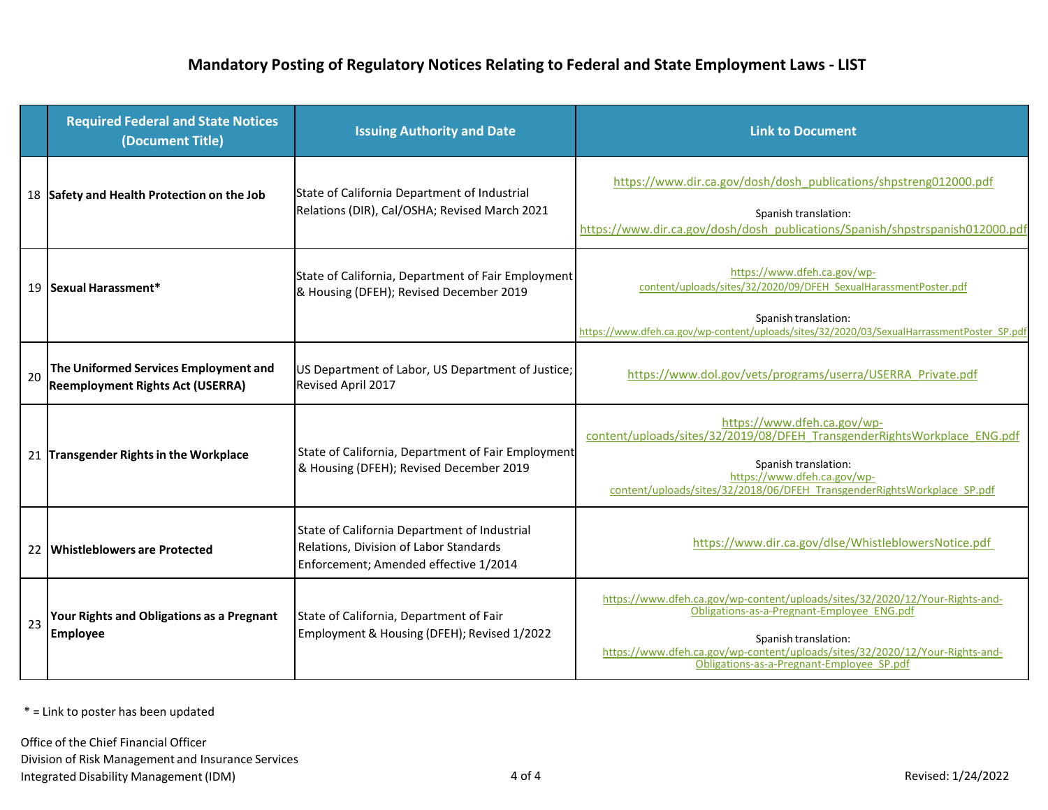## Mandatory Posting of Regulatory Notices Relating to Federal and State Employment Laws - LIST

| | Required Federal and State Notices (Document Title) | Issuing Authority and Date | Link to Document |
|---|---|---|---|
| 18 | **Safety and Health Protection on the Job** | State of California Department of Industrial Relations (DIR), Cal/OSHA; Revised March 2021 | https://www.dir.ca.gov/dosh/dosh_publications/shpstreng012000.pdf<br><br>Spanish translation:<br>https://www.dir.ca.gov/dosh/dosh_publications/Spanish/shpstrspanish012000.pdf |
| 19 | **Sexual Harassment*** | State of California, Department of Fair Employment & Housing (DFEH); Revised December 2019 | https://www.dfeh.ca.gov/wp-content/uploads/sites/32/2020/09/DFEH_SexualHarassmentPoster.pdf<br><br>Spanish translation:<br>https://www.dfeh.ca.gov/wp-content/uploads/sites/32/2020/03/SexualHarrassmentPoster_SP.pdf |
| 20 | **The Uniformed Services Employment and Reemployment Rights Act (USERRA)** | US Department of Labor, US Department of Justice; Revised April 2017 | https://www.dol.gov/vets/programs/userra/USERRA_Private.pdf |
| 21 | **Transgender Rights in the Workplace** | State of California, Department of Fair Employment & Housing (DFEH); Revised December 2019 | https://www.dfeh.ca.gov/wp-content/uploads/sites/32/2019/08/DFEH_TransgenderRightsWorkplace_ENG.pdf<br><br>Spanish translation:<br>https://www.dfeh.ca.gov/wp-content/uploads/sites/32/2018/06/DFEH_TransgenderRightsWorkplace_SP.pdf |
| 22 | **Whistleblowers are Protected** | State of California Department of Industrial Relations, Division of Labor Standards Enforcement; Amended effective 1/2014 | https://www.dir.ca.gov/dlse/WhistleblowersNotice.pdf |
| 23 | **Your Rights and Obligations as a Pregnant Employee** | State of California, Department of Fair Employment & Housing (DFEH); Revised 1/2022 | https://www.dfeh.ca.gov/wp-content/uploads/sites/32/2020/12/Your-Rights-and-Obligations-as-a-Pregnant-Employee_ENG.pdf<br><br>Spanish translation:<br>https://www.dfeh.ca.gov/wp-content/uploads/sites/32/2020/12/Your-Rights-and-Obligations-as-a-Pregnant-Employee_SP.pdf |

* = Link to poster has been updated

Office of the Chief Financial Officer
Division of Risk Management and Insurance Services
Integrated Disability Management (IDM)

Revised: 1/24/2022